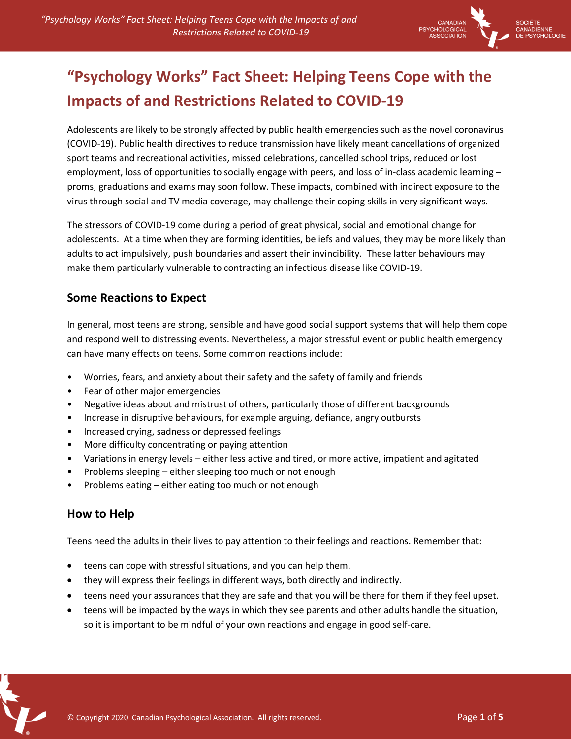# "Psychology Works" Fact Sheet: Helping Teens Cope with the Impacts of and Restrictions Related to COVID-19

Adolescents are likely to be strongly affected by public health emergencies such as the novel coronavirus (COVID-19). Public health directives to reduce transmission have likely meant cancellations of organized sport teams and recreational activities, missed celebrations, cancelled school trips, reduced or lost employment, loss of opportunities to socially engage with peers, and loss of in-class academic learning – proms, graduations and exams may soon follow. These impacts, combined with indirect exposure to the virus through social and TV media coverage, may challenge their coping skills in very significant ways.

The stressors of COVID-19 come during a period of great physical, social and emotional change for adolescents. At a time when they are forming identities, beliefs and values, they may be more likely than adults to act impulsively, push boundaries and assert their invincibility. These latter behaviours may make them particularly vulnerable to contracting an infectious disease like COVID-19.

## Some Reactions to Expect

In general, most teens are strong, sensible and have good social support systems that will help them cope and respond well to distressing events. Nevertheless, a major stressful event or public health emergency can have many effects on teens. Some common reactions include:

- Worries, fears, and anxiety about their safety and the safety of family and friends
- Fear of other major emergencies
- Negative ideas about and mistrust of others, particularly those of different backgrounds
- Increase in disruptive behaviours, for example arguing, defiance, angry outbursts
- Increased crying, sadness or depressed feelings
- More difficulty concentrating or paying attention
- Variations in energy levels – either less active and tired, or more active, impatient and agitated
- Problems sleeping – either sleeping too much or not enough
- Problems eating – either eating too much or not enough

## How to Help

Teens need the adults in their lives to pay attention to their feelings and reactions. Remember that:

- teens can cope with stressful situations, and you can help them.
- they will express their feelings in different ways, both directly and indirectly.
- teens need your assurances that they are safe and that you will be there for them if they feel upset.
- teens will be impacted by the ways in which they see parents and other adults handle the situation, so it is important to be mindful of your own reactions and engage in good self-care.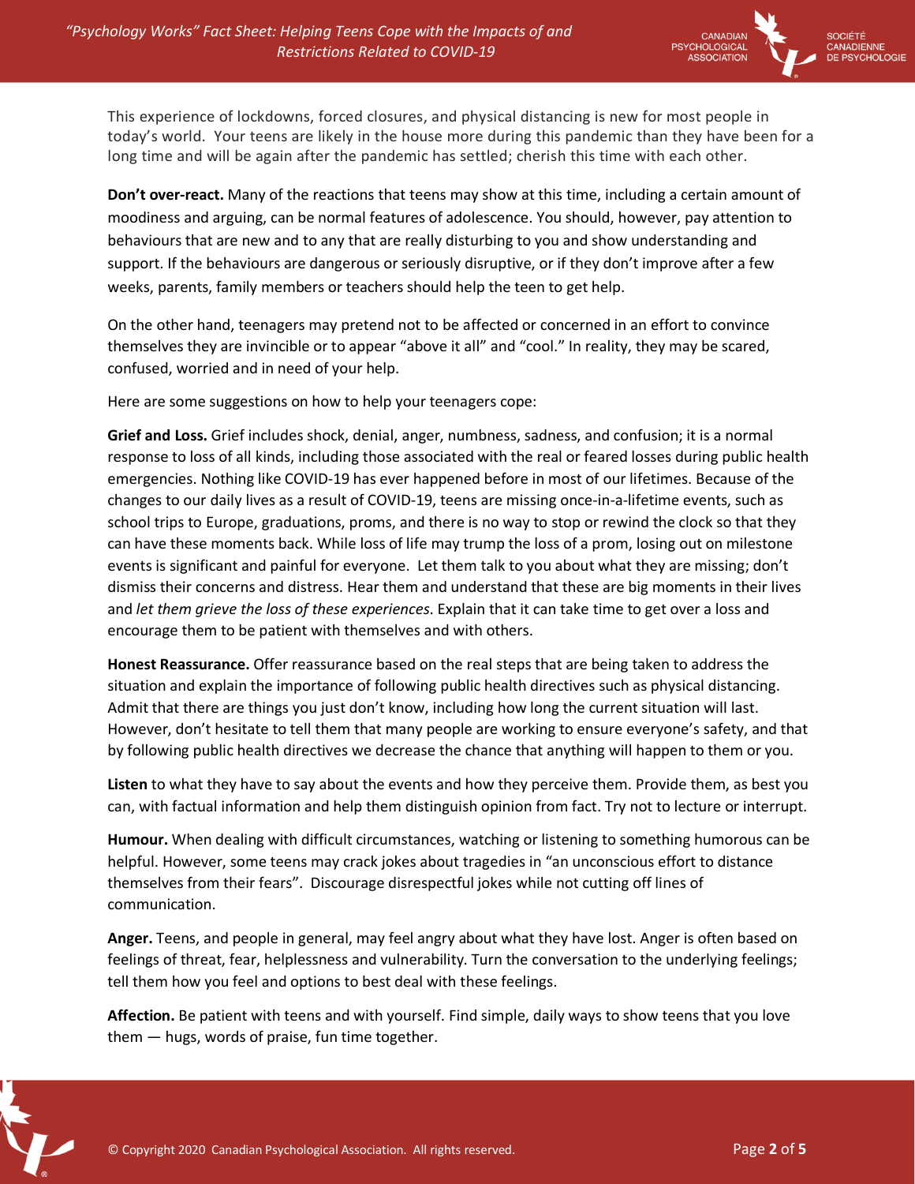This experience of lockdowns, forced closures, and physical distancing is new for most people in today's world. Your teens are likely in the house more during this pandemic than they have been for a long time and will be again after the pandemic has settled; cherish this time with each other.

**Don't over-react.** Many of the reactions that teens may show at this time, including a certain amount of moodiness and arguing, can be normal features of adolescence. You should, however, pay attention to behaviours that are new and to any that are really disturbing to you and show understanding and support. If the behaviours are dangerous or seriously disruptive, or if they don't improve after a few weeks, parents, family members or teachers should help the teen to get help.

On the other hand, teenagers may pretend not to be affected or concerned in an effort to convince themselves they are invincible or to appear "above it all" and "cool." In reality, they may be scared, confused, worried and in need of your help.

Here are some suggestions on how to help your teenagers cope:

**Grief and Loss.** Grief includes shock, denial, anger, numbness, sadness, and confusion; it is a normal response to loss of all kinds, including those associated with the real or feared losses during public health emergencies. Nothing like COVID-19 has ever happened before in most of our lifetimes. Because of the changes to our daily lives as a result of COVID-19, teens are missing once-in-a-lifetime events, such as school trips to Europe, graduations, proms, and there is no way to stop or rewind the clock so that they can have these moments back. While loss of life may trump the loss of a prom, losing out on milestone events is significant and painful for everyone. Let them talk to you about what they are missing; don't dismiss their concerns and distress. Hear them and understand that these are big moments in their lives and *let them grieve the loss of these experiences*. Explain that it can take time to get over a loss and encourage them to be patient with themselves and with others.

**Honest Reassurance.** Offer reassurance based on the real steps that are being taken to address the situation and explain the importance of following public health directives such as physical distancing. Admit that there are things you just don't know, including how long the current situation will last. However, don't hesitate to tell them that many people are working to ensure everyone's safety, and that by following public health directives we decrease the chance that anything will happen to them or you.

**Listen** to what they have to say about the events and how they perceive them. Provide them, as best you can, with factual information and help them distinguish opinion from fact. Try not to lecture or interrupt.

**Humour.** When dealing with difficult circumstances, watching or listening to something humorous can be helpful. However, some teens may crack jokes about tragedies in "an unconscious effort to distance themselves from their fears". Discourage disrespectful jokes while not cutting off lines of communication.

**Anger.** Teens, and people in general, may feel angry about what they have lost. Anger is often based on feelings of threat, fear, helplessness and vulnerability. Turn the conversation to the underlying feelings; tell them how you feel and options to best deal with these feelings.

**Affection.** Be patient with teens and with yourself. Find simple, daily ways to show teens that you love them — hugs, words of praise, fun time together.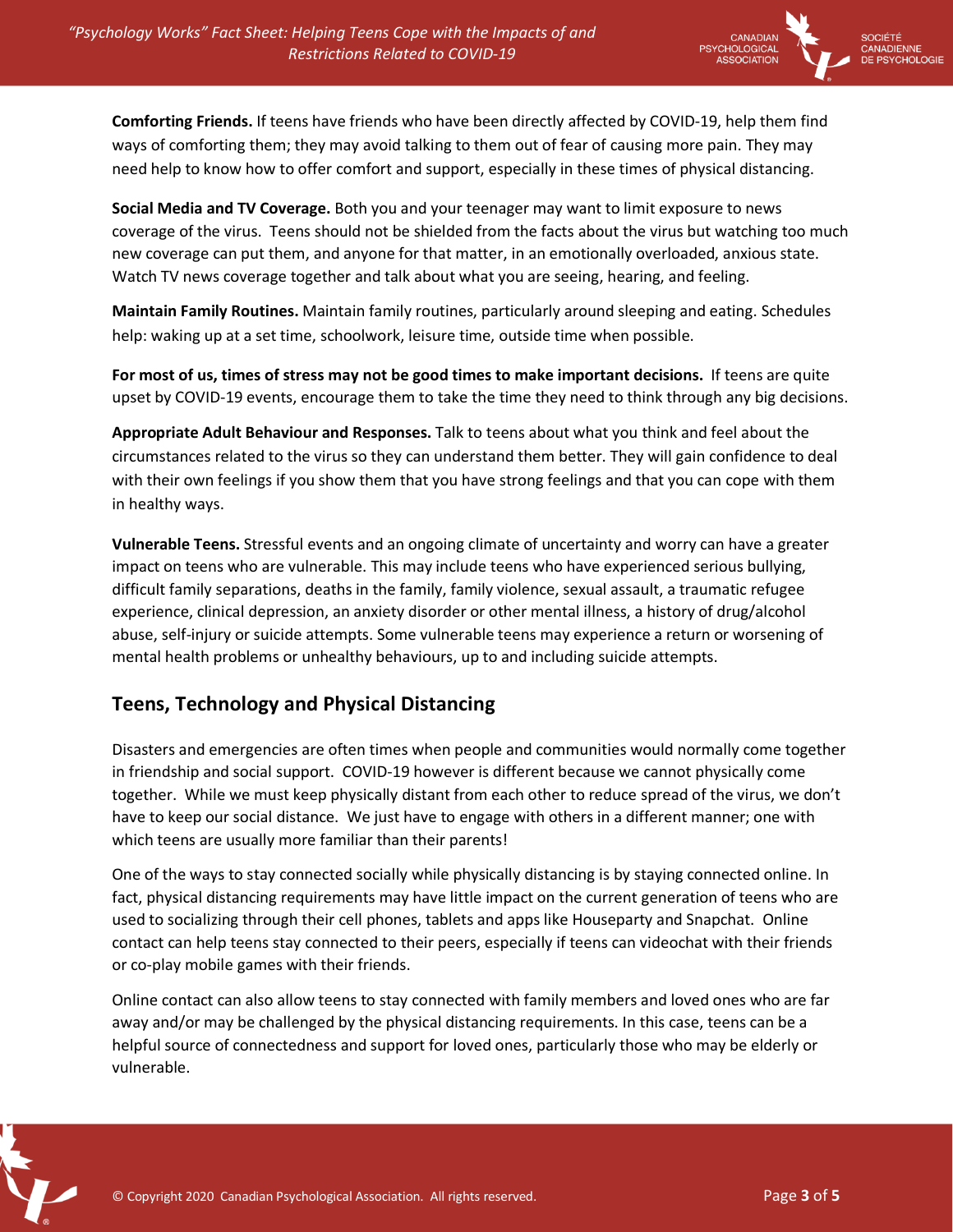**Comforting Friends.** If teens have friends who have been directly affected by COVID-19, help them find ways of comforting them; they may avoid talking to them out of fear of causing more pain. They may need help to know how to offer comfort and support, especially in these times of physical distancing.

**Social Media and TV Coverage.** Both you and your teenager may want to limit exposure to news coverage of the virus. Teens should not be shielded from the facts about the virus but watching too much new coverage can put them, and anyone for that matter, in an emotionally overloaded, anxious state. Watch TV news coverage together and talk about what you are seeing, hearing, and feeling.

**Maintain Family Routines.** Maintain family routines, particularly around sleeping and eating. Schedules help: waking up at a set time, schoolwork, leisure time, outside time when possible.

**For most of us, times of stress may not be good times to make important decisions.** If teens are quite upset by COVID-19 events, encourage them to take the time they need to think through any big decisions.

**Appropriate Adult Behaviour and Responses.** Talk to teens about what you think and feel about the circumstances related to the virus so they can understand them better. They will gain confidence to deal with their own feelings if you show them that you have strong feelings and that you can cope with them in healthy ways.

**Vulnerable Teens.** Stressful events and an ongoing climate of uncertainty and worry can have a greater impact on teens who are vulnerable. This may include teens who have experienced serious bullying, difficult family separations, deaths in the family, family violence, sexual assault, a traumatic refugee experience, clinical depression, an anxiety disorder or other mental illness, a history of drug/alcohol abuse, self-injury or suicide attempts. Some vulnerable teens may experience a return or worsening of mental health problems or unhealthy behaviours, up to and including suicide attempts.

## Teens, Technology and Physical Distancing

Disasters and emergencies are often times when people and communities would normally come together in friendship and social support. COVID-19 however is different because we cannot physically come together. While we must keep physically distant from each other to reduce spread of the virus, we don't have to keep our social distance. We just have to engage with others in a different manner; one with which teens are usually more familiar than their parents!

One of the ways to stay connected socially while physically distancing is by staying connected online. In fact, physical distancing requirements may have little impact on the current generation of teens who are used to socializing through their cell phones, tablets and apps like Houseparty and Snapchat. Online contact can help teens stay connected to their peers, especially if teens can videochat with their friends or co-play mobile games with their friends.

Online contact can also allow teens to stay connected with family members and loved ones who are far away and/or may be challenged by the physical distancing requirements. In this case, teens can be a helpful source of connectedness and support for loved ones, particularly those who may be elderly or vulnerable.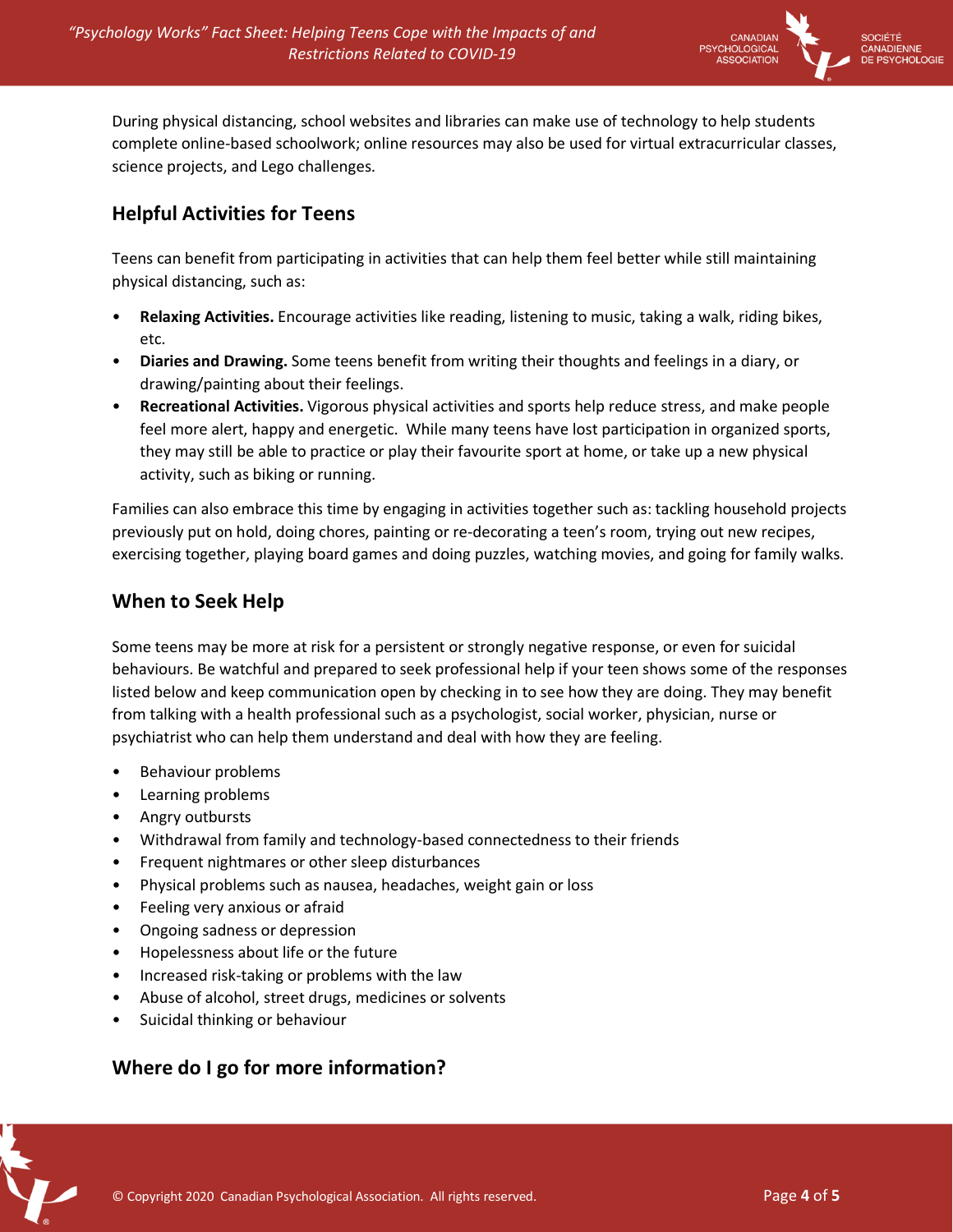During physical distancing, school websites and libraries can make use of technology to help students complete online-based schoolwork; online resources may also be used for virtual extracurricular classes, science projects, and Lego challenges.

## Helpful Activities for Teens

Teens can benefit from participating in activities that can help them feel better while still maintaining physical distancing, such as:

- **Relaxing Activities.** Encourage activities like reading, listening to music, taking a walk, riding bikes, etc.
- **Diaries and Drawing.** Some teens benefit from writing their thoughts and feelings in a diary, or drawing/painting about their feelings.
- **Recreational Activities.** Vigorous physical activities and sports help reduce stress, and make people feel more alert, happy and energetic. While many teens have lost participation in organized sports, they may still be able to practice or play their favourite sport at home, or take up a new physical activity, such as biking or running.

Families can also embrace this time by engaging in activities together such as: tackling household projects previously put on hold, doing chores, painting or re-decorating a teen's room, trying out new recipes, exercising together, playing board games and doing puzzles, watching movies, and going for family walks.

## When to Seek Help

Some teens may be more at risk for a persistent or strongly negative response, or even for suicidal behaviours. Be watchful and prepared to seek professional help if your teen shows some of the responses listed below and keep communication open by checking in to see how they are doing. They may benefit from talking with a health professional such as a psychologist, social worker, physician, nurse or psychiatrist who can help them understand and deal with how they are feeling.

- Behaviour problems
- Learning problems
- Angry outbursts
- Withdrawal from family and technology-based connectedness to their friends
- Frequent nightmares or other sleep disturbances
- Physical problems such as nausea, headaches, weight gain or loss
- Feeling very anxious or afraid
- Ongoing sadness or depression
- Hopelessness about life or the future
- Increased risk-taking or problems with the law
- Abuse of alcohol, street drugs, medicines or solvents
- Suicidal thinking or behaviour

## Where do I go for more information?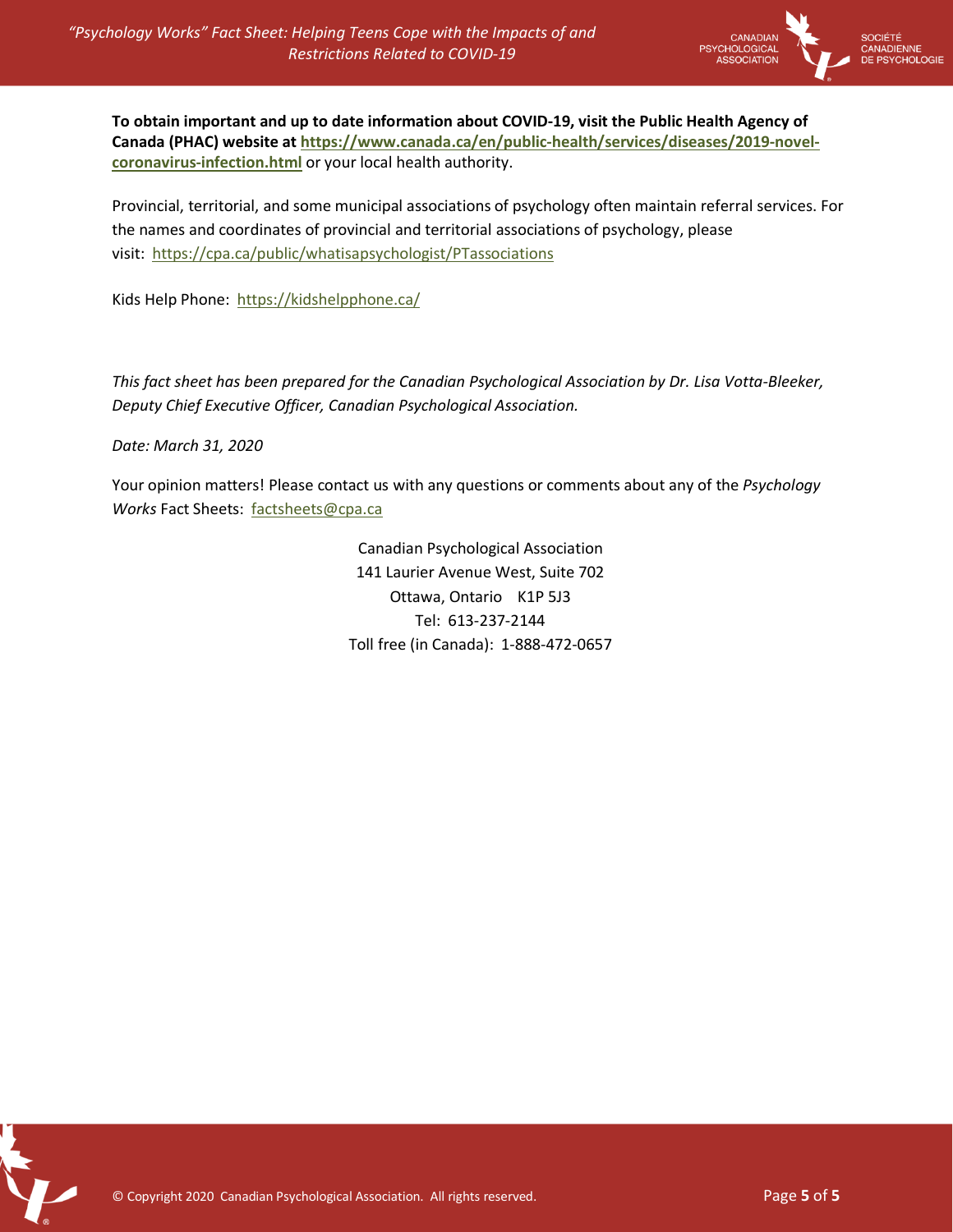**To obtain important and up to date information about COVID-19, visit the Public Health Agency of Canada (PHAC) website at https://www.canada.ca/en/public-health/services/diseases/2019-novel-coronavirus-infection.html** or your local health authority.

Provincial, territorial, and some municipal associations of psychology often maintain referral services. For the names and coordinates of provincial and territorial associations of psychology, please visit: https://cpa.ca/public/whatisapsychologist/PTassociations

Kids Help Phone: https://kidshelpphone.ca/

*This fact sheet has been prepared for the Canadian Psychological Association by Dr. Lisa Votta-Bleeker, Deputy Chief Executive Officer, Canadian Psychological Association.*

*Date: March 31, 2020*

Your opinion matters! Please contact us with any questions or comments about any of the *Psychology Works* Fact Sheets: factsheets@cpa.ca

Canadian Psychological Association
141 Laurier Avenue West, Suite 702
Ottawa, Ontario K1P 5J3
Tel: 613-237-2144
Toll free (in Canada): 1-888-472-0657